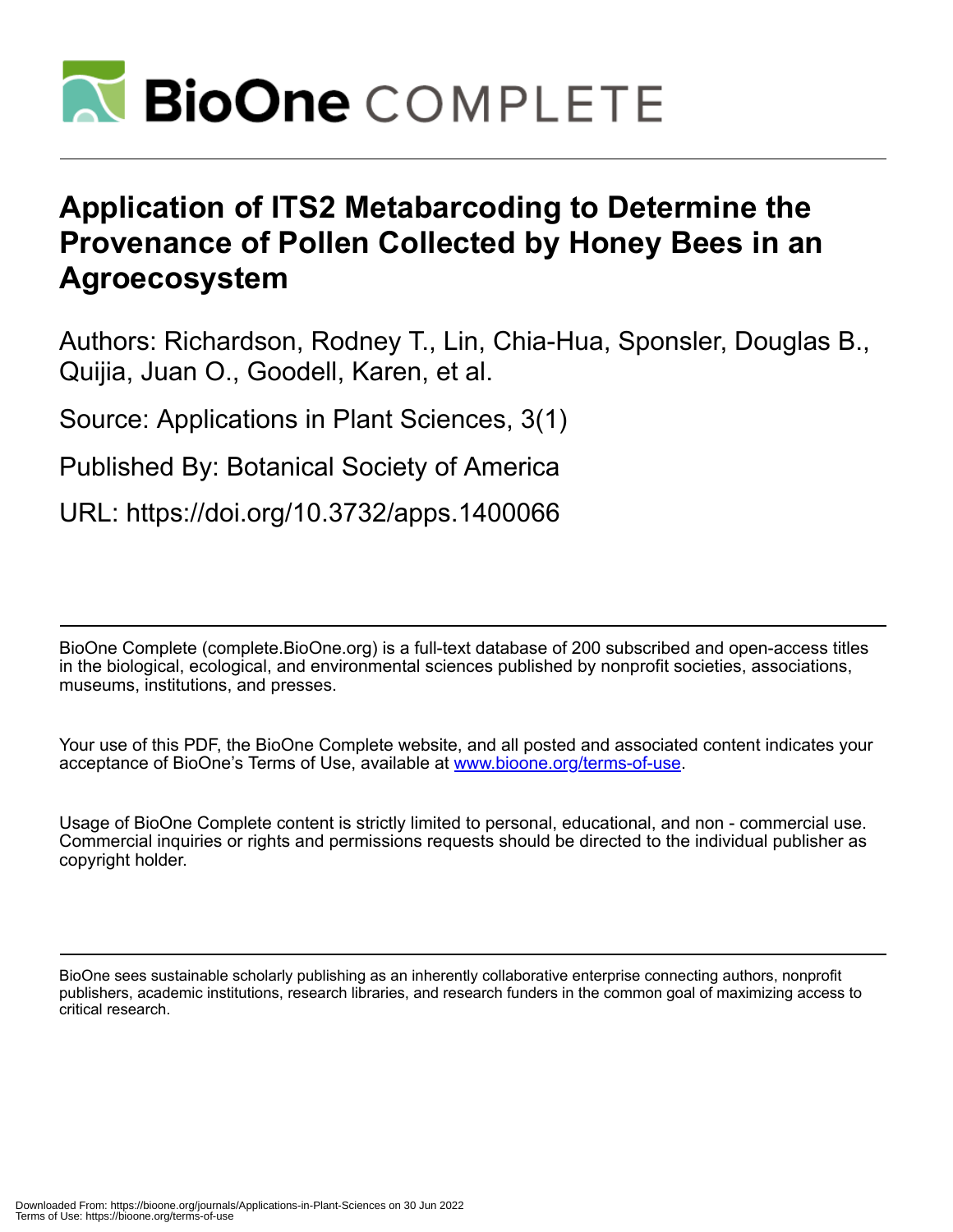# BioOne COMPLETE

# Application of ITS2 Metabarcoding to Determine the Provenance of Pollen Collected by Honey Bees in an Agroecosystem

Authors: Richardson, Rodney T., Lin, Chia-Hua, Sponsler, Douglas B., Quijia, Juan O., Goodell, Karen, et al.

Source: Applications in Plant Sciences, 3(1)

Published By: Botanical Society of America

URL: https://doi.org/10.3732/apps.1400066

BioOne Complete (complete.BioOne.org) is a full-text database of 200 subscribed and open-access titles in the biological, ecological, and environmental sciences published by nonprofit societies, associations, museums, institutions, and presses.

Your use of this PDF, the BioOne Complete website, and all posted and associated content indicates your acceptance of BioOne's Terms of Use, available at [www.bioone.org/terms-of-use](www.bioone.org/terms-of-use).

Usage of BioOne Complete content is strictly limited to personal, educational, and non - commercial use. Commercial inquiries or rights and permissions requests should be directed to the individual publisher as copyright holder.

BioOne sees sustainable scholarly publishing as an inherently collaborative enterprise connecting authors, nonprofit publishers, academic institutions, research libraries, and research funders in the common goal of maximizing access to critical research.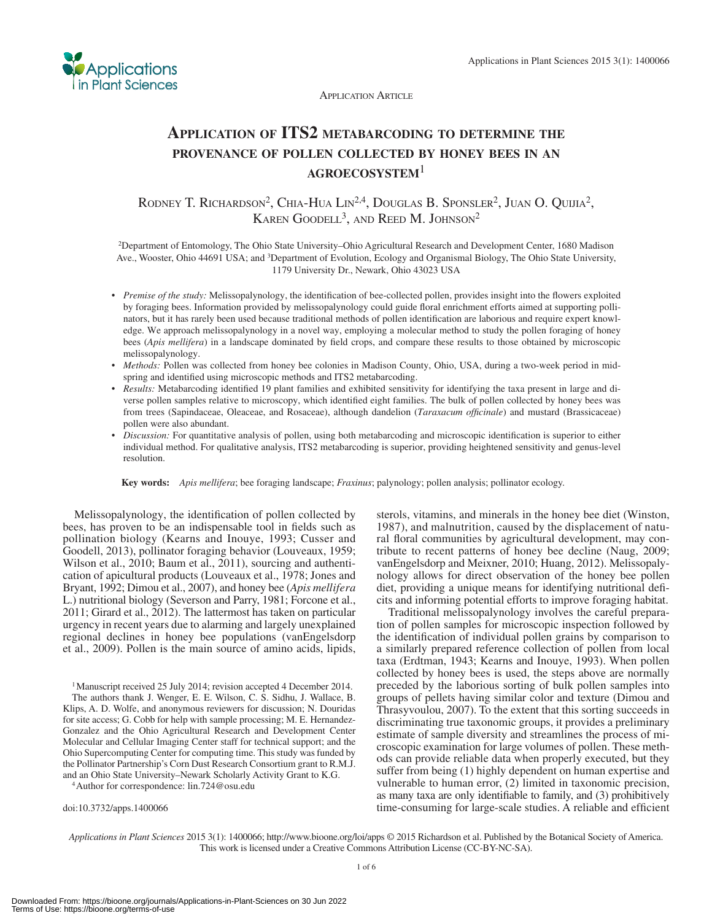Application Article

# Application of ITS2 metabarcoding to determine the provenance of pollen collected by honey bees in an agroecosystem[1]

Rodney T. Richardson[2], Chia-Hua Lin[2,4], Douglas B. Sponsler[2], Juan O. Quijia[2], Karen Goodell[3], and Reed M. Johnson[2]

[2]Department of Entomology, The Ohio State University–Ohio Agricultural Research and Development Center, 1680 Madison Ave., Wooster, Ohio 44691 USA; and [3]Department of Evolution, Ecology and Organismal Biology, The Ohio State University, 1179 University Dr., Newark, Ohio 43023 USA

- *Premise of the study:* Melissopalynology, the identification of bee-collected pollen, provides insight into the flowers exploited by foraging bees. Information provided by melissopalynology could guide floral enrichment efforts aimed at supporting pollinators, but it has rarely been used because traditional methods of pollen identification are laborious and require expert knowledge. We approach melissopalynology in a novel way, employing a molecular method to study the pollen foraging of honey bees (*Apis mellifera*) in a landscape dominated by field crops, and compare these results to those obtained by microscopic melissopalynology.
- *Methods:* Pollen was collected from honey bee colonies in Madison County, Ohio, USA, during a two-week period in mid-spring and identified using microscopic methods and ITS2 metabarcoding.
- *Results:* Metabarcoding identified 19 plant families and exhibited sensitivity for identifying the taxa present in large and diverse pollen samples relative to microscopy, which identified eight families. The bulk of pollen collected by honey bees was from trees (Sapindaceae, Oleaceae, and Rosaceae), although dandelion (*Taraxacum officinale*) and mustard (Brassicaceae) pollen were also abundant.
- *Discussion:* For quantitative analysis of pollen, using both metabarcoding and microscopic identification is superior to either individual method. For qualitative analysis, ITS2 metabarcoding is superior, providing heightened sensitivity and genus-level resolution.

**Key words:** *Apis mellifera*; bee foraging landscape; *Fraxinus*; palynology; pollen analysis; pollinator ecology.

Melissopalynology, the identification of pollen collected by bees, has proven to be an indispensable tool in fields such as pollination biology (Kearns and Inouye, 1993; Cusser and Goodell, 2013), pollinator foraging behavior (Louveaux, 1959; Wilson et al., 2010; Baum et al., 2011), sourcing and authentication of apicultural products (Louveaux et al., 1978; Jones and Bryant, 1992; Dimou et al., 2007), and honey bee (*Apis mellifera* L.) nutritional biology (Severson and Parry, 1981; Forcone et al., 2011; Girard et al., 2012). The lattermost has taken on particular urgency in recent years due to alarming and largely unexplained regional declines in honey bee populations (vanEngelsdorp et al., 2009). Pollen is the main source of amino acids, lipids, sterols, vitamins, and minerals in the honey bee diet (Winston, 1987), and malnutrition, caused by the displacement of natural floral communities by agricultural development, may contribute to recent patterns of honey bee decline (Naug, 2009; vanEngelsdorp and Meixner, 2010; Huang, 2012). Melissopalynology allows for direct observation of the honey bee pollen diet, providing a unique means for identifying nutritional deficits and informing potential efforts to improve foraging habitat.

Traditional melissopalynology involves the careful preparation of pollen samples for microscopic inspection followed by the identification of individual pollen grains by comparison to a similarly prepared reference collection of pollen from local taxa (Erdtman, 1943; Kearns and Inouye, 1993). When pollen collected by honey bees is used, the steps above are normally preceded by the laborious sorting of bulk pollen samples into groups of pellets having similar color and texture (Dimou and Thrasyvoulou, 2007). To the extent that this sorting succeeds in discriminating true taxonomic groups, it provides a preliminary estimate of sample diversity and streamlines the process of microscopic examination for large volumes of pollen. These methods can provide reliable data when properly executed, but they suffer from being (1) highly dependent on human expertise and vulnerable to human error, (2) limited in taxonomic precision, as many taxa are only identifiable to family, and (3) prohibitively time-consuming for large-scale studies. A reliable and efficient

[1]Manuscript received 25 July 2014; revision accepted 4 December 2014.

The authors thank J. Wenger, E. E. Wilson, C. S. Sidhu, J. Wallace, B. Klips, A. D. Wolfe, and anonymous reviewers for discussion; N. Douridas for site access; G. Cobb for help with sample processing; M. E. Hernandez-Gonzalez and the Ohio Agricultural Research and Development Center Molecular and Cellular Imaging Center staff for technical support; and the Ohio Supercomputing Center for computing time. This study was funded by the Pollinator Partnership's Corn Dust Research Consortium grant to R.M.J. and an Ohio State University–Newark Scholarly Activity Grant to K.G.

[4]Author for correspondence: lin.724@osu.edu

doi:10.3732/apps.1400066

*Applications in Plant Sciences* 2015 3(1): 1400066; http://www.bioone.org/loi/apps © 2015 Richardson et al. Published by the Botanical Society of America. This work is licensed under a Creative Commons Attribution License (CC-BY-NC-SA).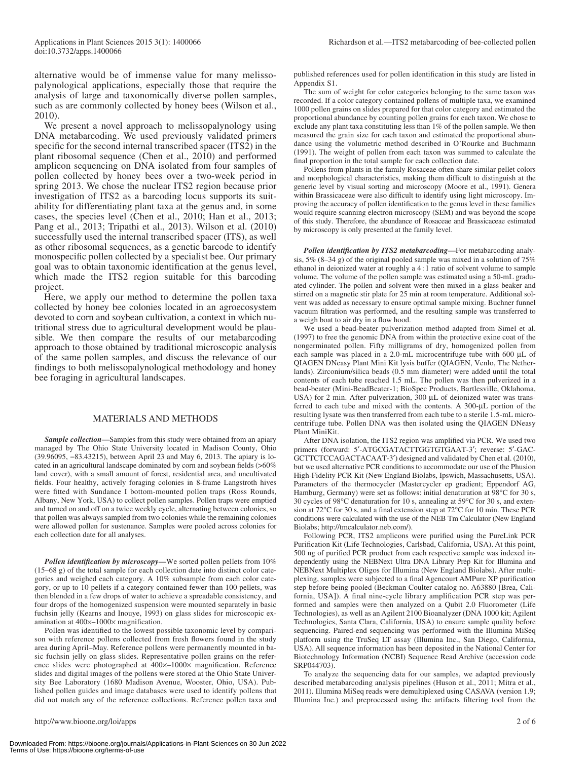alternative would be of immense value for many melissopalynological applications, especially those that require the analysis of large and taxonomically diverse pollen samples, such as are commonly collected by honey bees (Wilson et al., 2010).

We present a novel approach to melissopalynology using DNA metabarcoding. We used previously validated primers specific for the second internal transcribed spacer (ITS2) in the plant ribosomal sequence (Chen et al., 2010) and performed amplicon sequencing on DNA isolated from four samples of pollen collected by honey bees over a two-week period in spring 2013. We chose the nuclear ITS2 region because prior investigation of ITS2 as a barcoding locus supports its suitability for differentiating plant taxa at the genus and, in some cases, the species level (Chen et al., 2010; Han et al., 2013; Pang et al., 2013; Tripathi et al., 2013). Wilson et al. (2010) successfully used the internal transcribed spacer (ITS), as well as other ribosomal sequences, as a genetic barcode to identify monospecific pollen collected by a specialist bee. Our primary goal was to obtain taxonomic identification at the genus level, which made the ITS2 region suitable for this barcoding project.

Here, we apply our method to determine the pollen taxa collected by honey bee colonies located in an agroecosystem devoted to corn and soybean cultivation, a context in which nutritional stress due to agricultural development would be plausible. We then compare the results of our metabarcoding approach to those obtained by traditional microscopic analysis of the same pollen samples, and discuss the relevance of our findings to both melissopalynological methodology and honey bee foraging in agricultural landscapes.

## MATERIALS AND METHODS

***Sample collection***—Samples from this study were obtained from an apiary managed by The Ohio State University located in Madison County, Ohio (39.96095, −83.43215), between April 23 and May 6, 2013. The apiary is located in an agricultural landscape dominated by corn and soybean fields (>60% land cover), with a small amount of forest, residential area, and uncultivated fields. Four healthy, actively foraging colonies in 8-frame Langstroth hives were fitted with Sundance I bottom-mounted pollen traps (Ross Rounds, Albany, New York, USA) to collect pollen samples. Pollen traps were emptied and turned on and off on a twice weekly cycle, alternating between colonies, so that pollen was always sampled from two colonies while the remaining colonies were allowed pollen for sustenance. Samples were pooled across colonies for each collection date for all analyses.

***Pollen identification by microscopy***—We sorted pollen pellets from 10% (15–68 g) of the total sample for each collection date into distinct color categories and weighed each category. A 10% subsample from each color category, or up to 10 pellets if a category contained fewer than 100 pellets, was then blended in a few drops of water to achieve a spreadable consistency, and four drops of the homogenized suspension were mounted separately in basic fuchsin jelly (Kearns and Inouye, 1993) on glass slides for microscopic examination at 400×–1000× magnification.

Pollen was identified to the lowest possible taxonomic level by comparison with reference pollens collected from fresh flowers found in the study area during April–May. Reference pollens were permanently mounted in basic fuchsin jelly on glass slides. Representative pollen grains on the reference slides were photographed at 400×–1000× magnification. Reference slides and digital images of the pollens were stored at the Ohio State University Bee Laboratory (1680 Madison Avenue, Wooster, Ohio, USA). Published pollen guides and image databases were used to identify pollens that did not match any of the reference collections. Reference pollen taxa and published references used for pollen identification in this study are listed in Appendix S1.

The sum of weight for color categories belonging to the same taxon was recorded. If a color category contained pollens of multiple taxa, we examined 1000 pollen grains on slides prepared for that color category and estimated the proportional abundance by counting pollen grains for each taxon. We chose to exclude any plant taxa constituting less than 1% of the pollen sample. We then measured the grain size for each taxon and estimated the proportional abundance using the volumetric method described in O'Rourke and Buchmann (1991). The weight of pollen from each taxon was summed to calculate the final proportion in the total sample for each collection date.

Pollens from plants in the family Rosaceae often share similar pellet colors and morphological characteristics, making them difficult to distinguish at the generic level by visual sorting and microscopy (Moore et al., 1991). Genera within Brassicaceae were also difficult to identify using light microscopy. Improving the accuracy of pollen identification to the genus level in these families would require scanning electron microscopy (SEM) and was beyond the scope of this study. Therefore, the abundance of Rosaceae and Brassicaceae estimated by microscopy is only presented at the family level.

***Pollen identification by ITS2 metabarcoding***—For metabarcoding analysis, 5% (8–34 g) of the original pooled sample was mixed in a solution of 75% ethanol in deionized water at roughly a 4 : 1 ratio of solvent volume to sample volume. The volume of the pollen sample was estimated using a 50-mL graduated cylinder. The pollen and solvent were then mixed in a glass beaker and stirred on a magnetic stir plate for 25 min at room temperature. Additional solvent was added as necessary to ensure optimal sample mixing. Buchner funnel vacuum filtration was performed, and the resulting sample was transferred to a weigh boat to air dry in a flow hood.

We used a bead-beater pulverization method adapted from Simel et al. (1997) to free the genomic DNA from within the protective exine coat of the nongerminated pollen. Fifty milligrams of dry, homogenized pollen from each sample was placed in a 2.0-mL microcentrifuge tube with 600 μL of QIAGEN DNeasy Plant Mini Kit lysis buffer (QIAGEN, Venlo, The Netherlands). Zirconium/silica beads (0.5 mm diameter) were added until the total contents of each tube reached 1.5 mL. The pollen was then pulverized in a bead-beater (Mini-BeadBeater-1; BioSpec Products, Bartlesville, Oklahoma, USA) for 2 min. After pulverization, 300 μL of deionized water was transferred to each tube and mixed with the contents. A 300-μL portion of the resulting lysate was then transferred from each tube to a sterile 1.5-mL microcentrifuge tube. Pollen DNA was then isolated using the QIAGEN DNeasy Plant MiniKit.

After DNA isolation, the ITS2 region was amplified via PCR. We used two primers (forward: 5′-ATGCGATACTTGGTGTGAAT-3′; reverse: 5′-GACGCTTCTCCAGACTACAAT-3′) designed and validated by Chen et al. (2010), but we used alternative PCR conditions to accommodate our use of the Phusion High-Fidelity PCR Kit (New England Biolabs, Ipswich, Massachusetts, USA). Parameters of the thermocycler (Mastercycler ep gradient; Eppendorf AG, Hamburg, Germany) were set as follows: initial denaturation at 98°C for 30 s, 30 cycles of 98°C denaturation for 10 s, annealing at 59°C for 30 s, and extension at 72°C for 30 s, and a final extension step at 72°C for 10 min. These PCR conditions were calculated with the use of the NEB Tm Calculator (New England Biolabs; http://tmcalculator.neb.com/).

Following PCR, ITS2 amplicons were purified using the PureLink PCR Purification Kit (Life Technologies, Carlsbad, California, USA). At this point, 500 ng of purified PCR product from each respective sample was indexed independently using the NEBNext Ultra DNA Library Prep Kit for Illumina and NEBNext Multiplex Oligos for Illumina (New England Biolabs). After multiplexing, samples were subjected to a final Agencourt AMPure XP purification step before being pooled (Beckman Coulter catalog no. A63880 [Brea, California, USA]). A final nine-cycle library amplification PCR step was performed and samples were then analyzed on a Qubit 2.0 Fluorometer (Life Technologies), as well as an Agilent 2100 Bioanalyzer (DNA 1000 kit; Agilent Technologies, Santa Clara, California, USA) to ensure sample quality before sequencing. Paired-end sequencing was performed with the Illumina MiSeq platform using the TruSeq LT assay (Illumina Inc., San Diego, California, USA). All sequence information has been deposited in the National Center for Biotechnology Information (NCBI) Sequence Read Archive (accession code SRP044703).

To analyze the sequencing data for our samples, we adapted previously described metabarcoding analysis pipelines (Huson et al., 2011; Mitra et al., 2011). Illumina MiSeq reads were demultiplexed using CASAVA (version 1.9; Illumina Inc.) and preprocessed using the artifacts filtering tool from the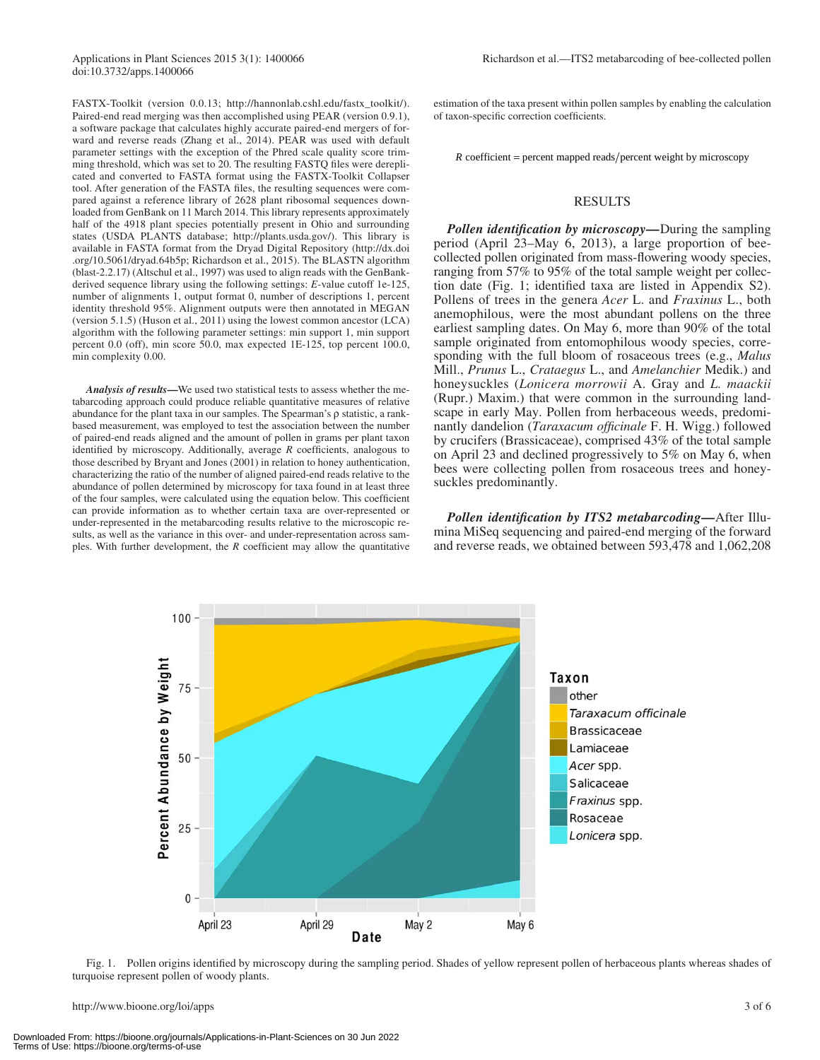FASTX-Toolkit (version 0.0.13; http://hannonlab.cshl.edu/fastx_toolkit/). Paired-end read merging was then accomplished using PEAR (version 0.9.1), a software package that calculates highly accurate paired-end mergers of forward and reverse reads (Zhang et al., 2014). PEAR was used with default parameter settings with the exception of the Phred scale quality score trimming threshold, which was set to 20. The resulting FASTQ files were dereplicated and converted to FASTA format using the FASTX-Toolkit Collapser tool. After generation of the FASTA files, the resulting sequences were compared against a reference library of 2628 plant ribosomal sequences downloaded from GenBank on 11 March 2014. This library represents approximately half of the 4918 plant species potentially present in Ohio and surrounding states (USDA PLANTS database; http://plants.usda.gov/). This library is available in FASTA format from the Dryad Digital Repository (http://dx.doi.org/10.5061/dryad.64b5p; Richardson et al., 2015). The BLASTN algorithm (blast-2.2.17) (Altschul et al., 1997) was used to align reads with the GenBank-derived sequence library using the following settings: *E*-value cutoff 1e-125, number of alignments 1, output format 0, number of descriptions 1, percent identity threshold 95%. Alignment outputs were then annotated in MEGAN (version 5.1.5) (Huson et al., 2011) using the lowest common ancestor (LCA) algorithm with the following parameter settings: min support 1, min support percent 0.0 (off), min score 50.0, max expected 1E-125, top percent 100.0, min complexity 0.00.

***Analysis of results*—**We used two statistical tests to assess whether the metabarcoding approach could produce reliable quantitative measures of relative abundance for the plant taxa in our samples. The Spearman's ρ statistic, a rank-based measurement, was employed to test the association between the number of paired-end reads aligned and the amount of pollen in grams per plant taxon identified by microscopy. Additionally, average *R* coefficients, analogous to those described by Bryant and Jones (2001) in relation to honey authentication, characterizing the ratio of the number of aligned paired-end reads relative to the abundance of pollen determined by microscopy for taxa found in at least three of the four samples, were calculated using the equation below. This coefficient can provide information as to whether certain taxa are over-represented or under-represented in the metabarcoding results relative to the microscopic results, as well as the variance in this over- and under-representation across samples. With further development, the *R* coefficient may allow the quantitative estimation of the taxa present within pollen samples by enabling the calculation of taxon-specific correction coefficients.

$$R \text{ coefficient} = \text{percent mapped reads}/\text{percent weight by microscopy}$$

## RESULTS

***Pollen identification by microscopy*—**During the sampling period (April 23–May 6, 2013), a large proportion of bee-collected pollen originated from mass-flowering woody species, ranging from 57% to 95% of the total sample weight per collection date (Fig. 1; identified taxa are listed in Appendix S2). Pollens of trees in the genera *Acer* L. and *Fraxinus* L., both anemophilous, were the most abundant pollens on the three earliest sampling dates. On May 6, more than 90% of the total sample originated from entomophilous woody species, corresponding with the full bloom of rosaceous trees (e.g., *Malus* Mill., *Prunus* L., *Crataegus* L., and *Amelanchier* Medik.) and honeysuckles (*Lonicera morrowii* A. Gray and *L. maackii* (Rupr.) Maxim.) that were common in the surrounding landscape in early May. Pollen from herbaceous weeds, predominantly dandelion (*Taraxacum officinale* F. H. Wigg.) followed by crucifers (Brassicaceae), comprised 43% of the total sample on April 23 and declined progressively to 5% on May 6, when bees were collecting pollen from rosaceous trees and honeysuckles predominantly.

***Pollen identification by ITS2 metabarcoding*—**After Illumina MiSeq sequencing and paired-end merging of the forward and reverse reads, we obtained between 593,478 and 1,062,208

Fig. 1. Pollen origins identified by microscopy during the sampling period. Shades of yellow represent pollen of herbaceous plants whereas shades of turquoise represent pollen of woody plants.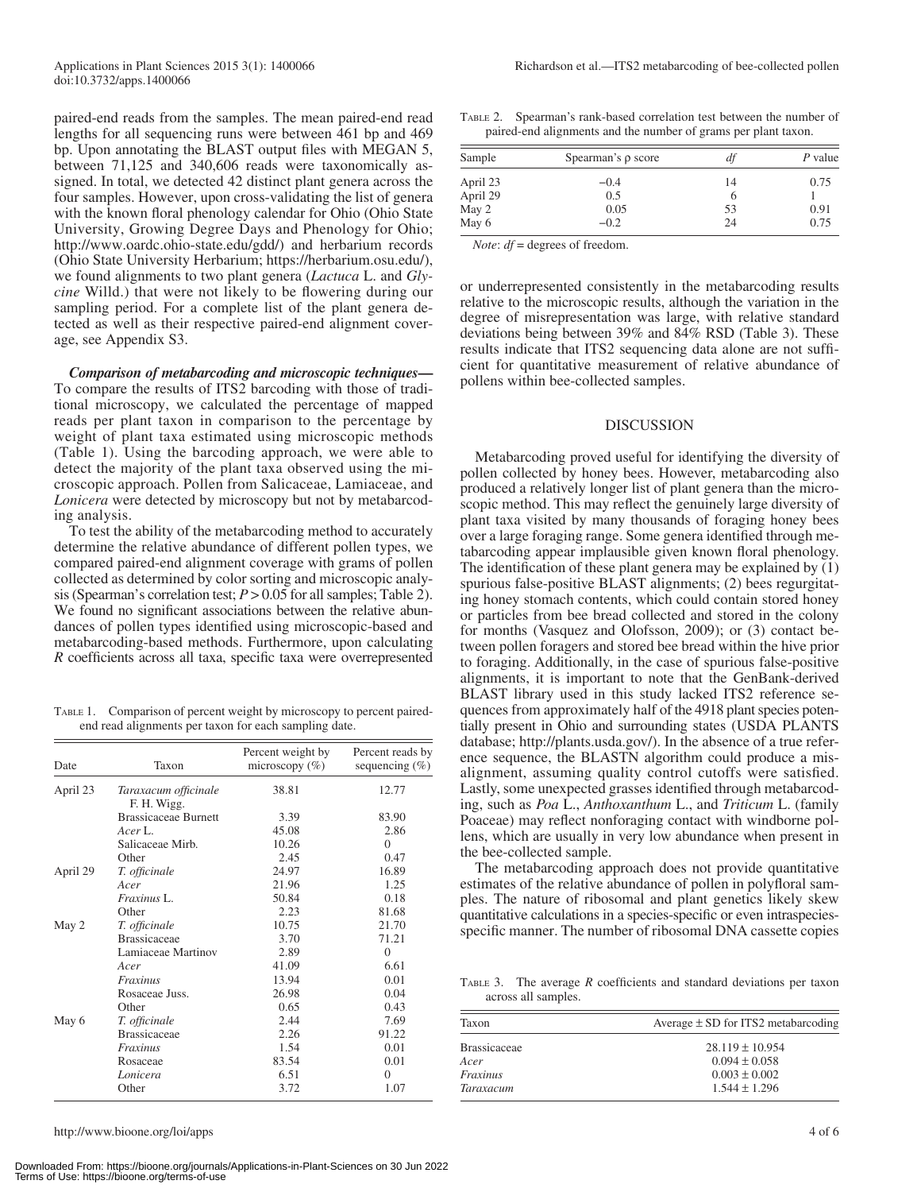paired-end reads from the samples. The mean paired-end read lengths for all sequencing runs were between 461 bp and 469 bp. Upon annotating the BLAST output files with MEGAN 5, between 71,125 and 340,606 reads were taxonomically assigned. In total, we detected 42 distinct plant genera across the four samples. However, upon cross-validating the list of genera with the known floral phenology calendar for Ohio (Ohio State University, Growing Degree Days and Phenology for Ohio; http://www.oardc.ohio-state.edu/gdd/) and herbarium records (Ohio State University Herbarium; https://herbarium.osu.edu/), we found alignments to two plant genera (*Lactuca* L. and *Glycine* Willd.) that were not likely to be flowering during our sampling period. For a complete list of the plant genera detected as well as their respective paired-end alignment coverage, see Appendix S3.

***Comparison of metabarcoding and microscopic techniques—*** To compare the results of ITS2 barcoding with those of traditional microscopy, we calculated the percentage of mapped reads per plant taxon in comparison to the percentage by weight of plant taxa estimated using microscopic methods (Table 1). Using the barcoding approach, we were able to detect the majority of the plant taxa observed using the microscopic approach. Pollen from Salicaceae, Lamiaceae, and *Lonicera* were detected by microscopy but not by metabarcoding analysis.

To test the ability of the metabarcoding method to accurately determine the relative abundance of different pollen types, we compared paired-end alignment coverage with grams of pollen collected as determined by color sorting and microscopic analysis (Spearman's correlation test; $P > 0.05$ for all samples; Table 2). We found no significant associations between the relative abundances of pollen types identified using microscopic-based and metabarcoding-based methods. Furthermore, upon calculating $R$ coefficients across all taxa, specific taxa were overrepresented or underrepresented consistently in the metabarcoding results relative to the microscopic results, although the variation in the degree of misrepresentation was large, with relative standard deviations being between 39% and 84% RSD (Table 3). These results indicate that ITS2 sequencing data alone are not sufficient for quantitative measurement of relative abundance of pollens within bee-collected samples.

Table 1. Comparison of percent weight by microscopy to percent paired-end read alignments per taxon for each sampling date.

| Date | Taxon | Percent weight by microscopy (%) | Percent reads by sequencing (%) |
|---|---|---|---|
| April 23 | *Taraxacum officinale* F. H. Wigg. | 38.81 | 12.77 |
| | Brassicaceae Burnett | 3.39 | 83.90 |
| | *Acer* L. | 45.08 | 2.86 |
| | Salicaceae Mirb. | 10.26 | 0 |
| | Other | 2.45 | 0.47 |
| April 29 | *T. officinale* | 24.97 | 16.89 |
| | *Acer* | 21.96 | 1.25 |
| | *Fraxinus* L. | 50.84 | 0.18 |
| | Other | 2.23 | 81.68 |
| May 2 | *T. officinale* | 10.75 | 21.70 |
| | Brassicaceae | 3.70 | 71.21 |
| | Lamiaceae Martinov | 2.89 | 0 |
| | *Acer* | 41.09 | 6.61 |
| | *Fraxinus* | 13.94 | 0.01 |
| | Rosaceae Juss. | 26.98 | 0.04 |
| | Other | 0.65 | 0.43 |
| May 6 | *T. officinale* | 2.44 | 7.69 |
| | Brassicaceae | 2.26 | 91.22 |
| | *Fraxinus* | 1.54 | 0.01 |
| | Rosaceae | 83.54 | 0.01 |
| | *Lonicera* | 6.51 | 0 |
| | Other | 3.72 | 1.07 |

Table 2. Spearman's rank-based correlation test between the number of paired-end alignments and the number of grams per plant taxon.

| Sample | Spearman's ρ score | *df* | *P* value |
|---|---|---|---|
| April 23 | −0.4 | 14 | 0.75 |
| April 29 | 0.5 | 6 | 1 |
| May 2 | 0.05 | 53 | 0.91 |
| May 6 | −0.2 | 24 | 0.75 |

*Note*: *df* = degrees of freedom.

## DISCUSSION

Metabarcoding proved useful for identifying the diversity of pollen collected by honey bees. However, metabarcoding also produced a relatively longer list of plant genera than the microscopic method. This may reflect the genuinely large diversity of plant taxa visited by many thousands of foraging honey bees over a large foraging range. Some genera identified through metabarcoding appear implausible given known floral phenology. The identification of these plant genera may be explained by (1) spurious false-positive BLAST alignments; (2) bees regurgitating honey stomach contents, which could contain stored honey or particles from bee bread collected and stored in the colony for months (Vasquez and Olofsson, 2009); or (3) contact between pollen foragers and stored bee bread within the hive prior to foraging. Additionally, in the case of spurious false-positive alignments, it is important to note that the GenBank-derived BLAST library used in this study lacked ITS2 reference sequences from approximately half of the 4918 plant species potentially present in Ohio and surrounding states (USDA PLANTS database; http://plants.usda.gov/). In the absence of a true reference sequence, the BLASTN algorithm could produce a misalignment, assuming quality control cutoffs were satisfied. Lastly, some unexpected grasses identified through metabarcoding, such as *Poa* L., *Anthoxanthum* L., and *Triticum* L. (family Poaceae) may reflect nonforaging contact with windborne pollens, which are usually in very low abundance when present in the bee-collected sample.

The metabarcoding approach does not provide quantitative estimates of the relative abundance of pollen in polyfloral samples. The nature of ribosomal and plant genetics likely skew quantitative calculations in a species-specific or even intraspecies-specific manner. The number of ribosomal DNA cassette copies

Table 3. The average $R$ coefficients and standard deviations per taxon across all samples.

| Taxon | Average ± SD for ITS2 metabarcoding |
|---|---|
| Brassicaceae | 28.119 ± 10.954 |
| *Acer* | 0.094 ± 0.058 |
| *Fraxinus* | 0.003 ± 0.002 |
| *Taraxacum* | 1.544 ± 1.296 |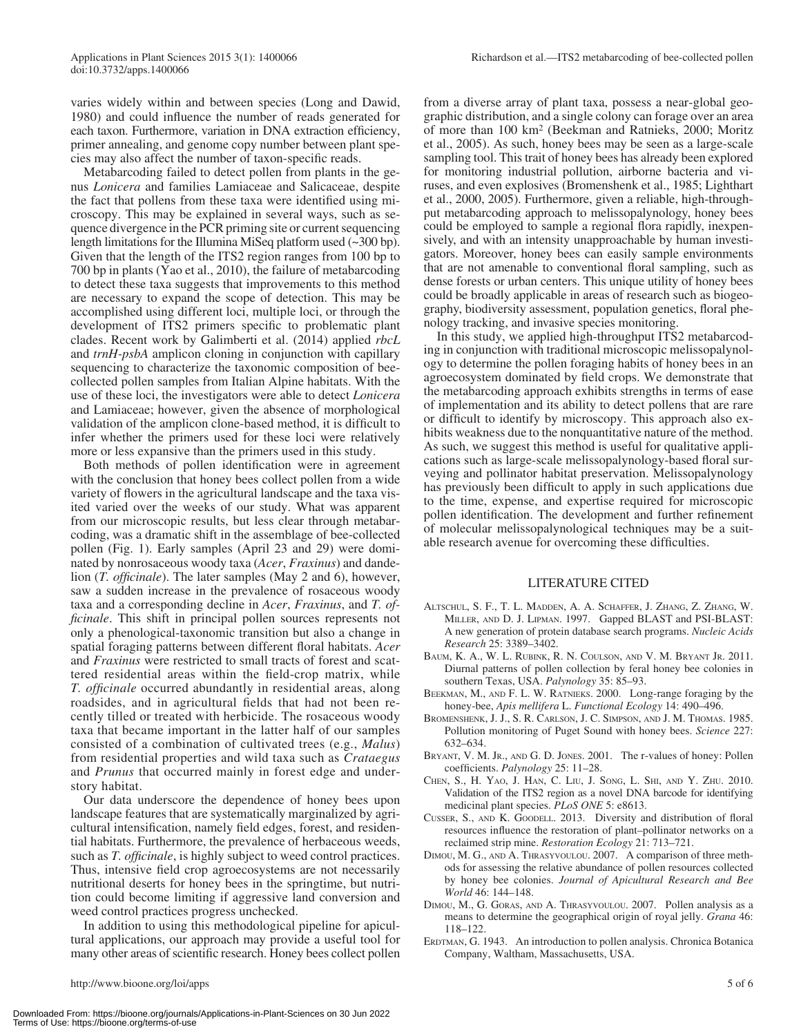varies widely within and between species (Long and Dawid, 1980) and could influence the number of reads generated for each taxon. Furthermore, variation in DNA extraction efficiency, primer annealing, and genome copy number between plant species may also affect the number of taxon-specific reads.

Metabarcoding failed to detect pollen from plants in the genus *Lonicera* and families Lamiaceae and Salicaceae, despite the fact that pollens from these taxa were identified using microscopy. This may be explained in several ways, such as sequence divergence in the PCR priming site or current sequencing length limitations for the Illumina MiSeq platform used (~300 bp). Given that the length of the ITS2 region ranges from 100 bp to 700 bp in plants (Yao et al., 2010), the failure of metabarcoding to detect these taxa suggests that improvements to this method are necessary to expand the scope of detection. This may be accomplished using different loci, multiple loci, or through the development of ITS2 primers specific to problematic plant clades. Recent work by Galimberti et al. (2014) applied *rbcL* and *trnH-psbA* amplicon cloning in conjunction with capillary sequencing to characterize the taxonomic composition of bee-collected pollen samples from Italian Alpine habitats. With the use of these loci, the investigators were able to detect *Lonicera* and Lamiaceae; however, given the absence of morphological validation of the amplicon clone-based method, it is difficult to infer whether the primers used for these loci were relatively more or less expansive than the primers used in this study.

Both methods of pollen identification were in agreement with the conclusion that honey bees collect pollen from a wide variety of flowers in the agricultural landscape and the taxa visited varied over the weeks of our study. What was apparent from our microscopic results, but less clear through metabarcoding, was a dramatic shift in the assemblage of bee-collected pollen (Fig. 1). Early samples (April 23 and 29) were dominated by nonrosaceous woody taxa (*Acer*, *Fraxinus*) and dandelion (*T. officinale*). The later samples (May 2 and 6), however, saw a sudden increase in the prevalence of rosaceous woody taxa and a corresponding decline in *Acer*, *Fraxinus*, and *T. officinale*. This shift in principal pollen sources represents not only a phenological-taxonomic transition but also a change in spatial foraging patterns between different floral habitats. *Acer* and *Fraxinus* were restricted to small tracts of forest and scattered residential areas within the field-crop matrix, while *T. officinale* occurred abundantly in residential areas, along roadsides, and in agricultural fields that had not been recently tilled or treated with herbicide. The rosaceous woody taxa that became important in the latter half of our samples consisted of a combination of cultivated trees (e.g., *Malus*) from residential properties and wild taxa such as *Crataegus* and *Prunus* that occurred mainly in forest edge and understory habitat.

Our data underscore the dependence of honey bees upon landscape features that are systematically marginalized by agricultural intensification, namely field edges, forest, and residential habitats. Furthermore, the prevalence of herbaceous weeds, such as *T. officinale*, is highly subject to weed control practices. Thus, intensive field crop agroecosystems are not necessarily nutritional deserts for honey bees in the springtime, but nutrition could become limiting if aggressive land conversion and weed control practices progress unchecked.

In addition to using this methodological pipeline for apicultural applications, our approach may provide a useful tool for many other areas of scientific research. Honey bees collect pollen from a diverse array of plant taxa, possess a near-global geographic distribution, and a single colony can forage over an area of more than 100 km$^2$ (Beekman and Ratnieks, 2000; Moritz et al., 2005). As such, honey bees may be seen as a large-scale sampling tool. This trait of honey bees has already been explored for monitoring industrial pollution, airborne bacteria and viruses, and even explosives (Bromenshenk et al., 1985; Lighthart et al., 2000, 2005). Furthermore, given a reliable, high-throughput metabarcoding approach to melissopalynology, honey bees could be employed to sample a regional flora rapidly, inexpensively, and with an intensity unapproachable by human investigators. Moreover, honey bees can easily sample environments that are not amenable to conventional floral sampling, such as dense forests or urban centers. This unique utility of honey bees could be broadly applicable in areas of research such as biogeography, biodiversity assessment, population genetics, floral phenology tracking, and invasive species monitoring.

In this study, we applied high-throughput ITS2 metabarcoding in conjunction with traditional microscopic melissopalynology to determine the pollen foraging habits of honey bees in an agroecosystem dominated by field crops. We demonstrate that the metabarcoding approach exhibits strengths in terms of ease of implementation and its ability to detect pollens that are rare or difficult to identify by microscopy. This approach also exhibits weakness due to the nonquantitative nature of the method. As such, we suggest this method is useful for qualitative applications such as large-scale melissopalynology-based floral surveying and pollinator habitat preservation. Melissopalynology has previously been difficult to apply in such applications due to the time, expense, and expertise required for microscopic pollen identification. The development and further refinement of molecular melissopalynological techniques may be a suitable research avenue for overcoming these difficulties.

## LITERATURE CITED

Altschul, S. F., T. L. Madden, A. A. Schaffer, J. Zhang, Z. Zhang, W. Miller, and D. J. Lipman. 1997. Gapped BLAST and PSI-BLAST: A new generation of protein database search programs. *Nucleic Acids Research* 25: 3389–3402.

Baum, K. A., W. L. Rubink, R. N. Coulson, and V. M. Bryant Jr. 2011. Diurnal patterns of pollen collection by feral honey bee colonies in southern Texas, USA. *Palynology* 35: 85–93.

Beekman, M., and F. L. W. Ratnieks. 2000. Long-range foraging by the honey-bee, *Apis mellifera* L. *Functional Ecology* 14: 490–496.

Bromenshenk, J. J., S. R. Carlson, J. C. Simpson, and J. M. Thomas. 1985. Pollution monitoring of Puget Sound with honey bees. *Science* 227: 632–634.

Bryant, V. M. Jr., and G. D. Jones. 2001. The r-values of honey: Pollen coefficients. *Palynology* 25: 11–28.

Chen, S., H. Yao, J. Han, C. Liu, J. Song, L. Shi, and Y. Zhu. 2010. Validation of the ITS2 region as a novel DNA barcode for identifying medicinal plant species. *PLoS ONE* 5: e8613.

Cusser, S., and K. Goodell. 2013. Diversity and distribution of floral resources influence the restoration of plant–pollinator networks on a reclaimed strip mine. *Restoration Ecology* 21: 713–721.

Dimou, M. G., and A. Thrasyvoulou. 2007. A comparison of three methods for assessing the relative abundance of pollen resources collected by honey bee colonies. *Journal of Apicultural Research and Bee World* 46: 144–148.

Dimou, M., G. Goras, and A. Thrasyvoulou. 2007. Pollen analysis as a means to determine the geographical origin of royal jelly. *Grana* 46: 118–122.

Erdtman, G. 1943. An introduction to pollen analysis. Chronica Botanica Company, Waltham, Massachusetts, USA.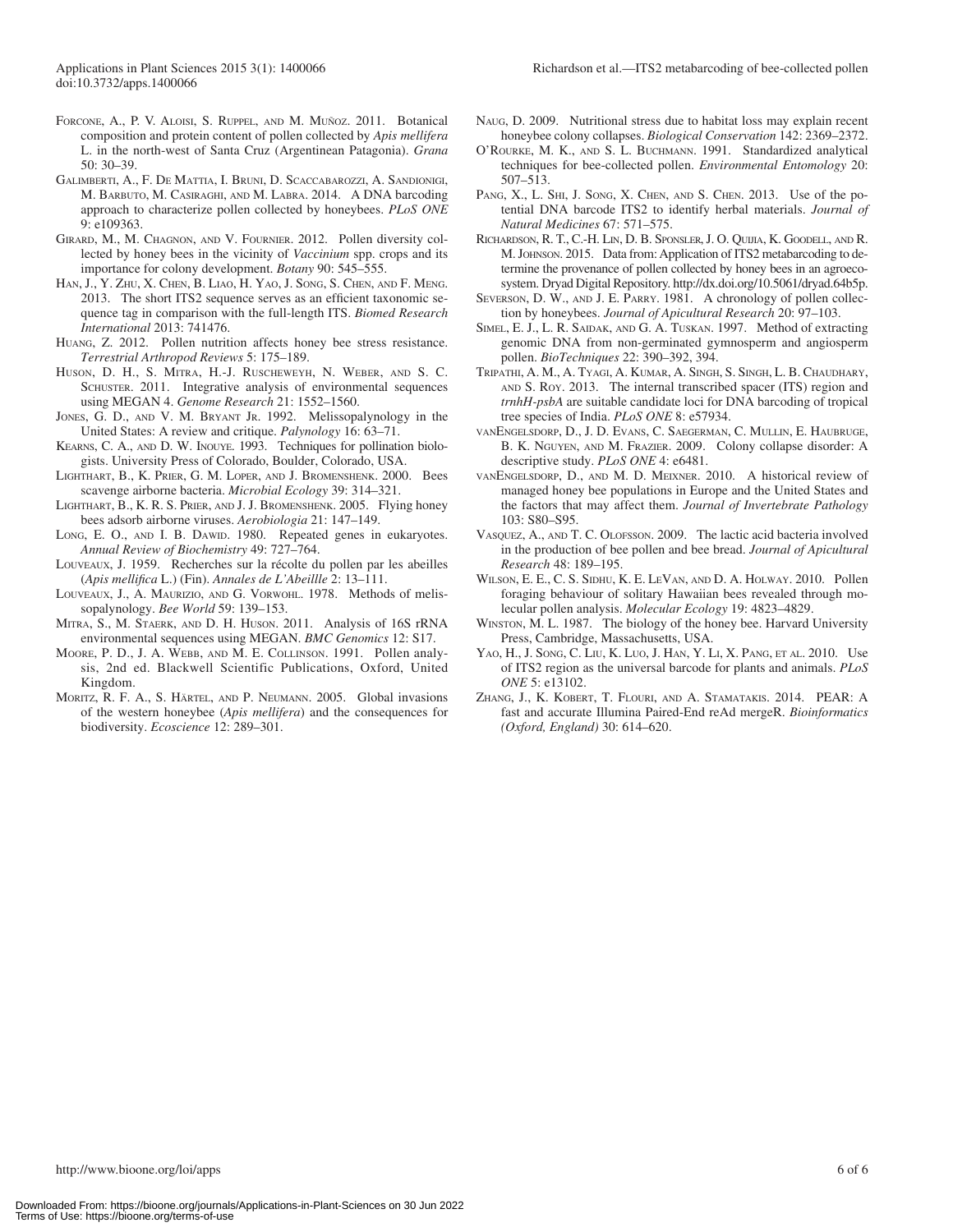Forcone, A., P. V. Aloisi, S. Ruppel, and M. Muñoz. 2011. Botanical composition and protein content of pollen collected by *Apis mellifera* L. in the north-west of Santa Cruz (Argentinean Patagonia). *Grana* 50: 30–39.

Galimberti, A., F. De Mattia, I. Bruni, D. Scaccabarozzi, A. Sandionigi, M. Barbuto, M. Casiraghi, and M. Labra. 2014. A DNA barcoding approach to characterize pollen collected by honeybees. *PLoS ONE* 9: e109363.

Girard, M., M. Chagnon, and V. Fournier. 2012. Pollen diversity collected by honey bees in the vicinity of *Vaccinium* spp. crops and its importance for colony development. *Botany* 90: 545–555.

Han, J., Y. Zhu, X. Chen, B. Liao, H. Yao, J. Song, S. Chen, and F. Meng. 2013. The short ITS2 sequence serves as an efficient taxonomic sequence tag in comparison with the full-length ITS. *Biomed Research International* 2013: 741476.

Huang, Z. 2012. Pollen nutrition affects honey bee stress resistance. *Terrestrial Arthropod Reviews* 5: 175–189.

Huson, D. H., S. Mitra, H.-J. Ruscheweyh, N. Weber, and S. C. Schuster. 2011. Integrative analysis of environmental sequences using MEGAN 4. *Genome Research* 21: 1552–1560.

Jones, G. D., and V. M. Bryant Jr. 1992. Melissopalynology in the United States: A review and critique. *Palynology* 16: 63–71.

Kearns, C. A., and D. W. Inouye. 1993. Techniques for pollination biologists. University Press of Colorado, Boulder, Colorado, USA.

Lighthart, B., K. Prier, G. M. Loper, and J. Bromenshenk. 2000. Bees scavenge airborne bacteria. *Microbial Ecology* 39: 314–321.

Lighthart, B., K. R. S. Prier, and J. J. Bromenshenk. 2005. Flying honey bees adsorb airborne viruses. *Aerobiologia* 21: 147–149.

Long, E. O., and I. B. Dawid. 1980. Repeated genes in eukaryotes. *Annual Review of Biochemistry* 49: 727–764.

Louveaux, J. 1959. Recherches sur la récolte du pollen par les abeilles (*Apis mellifica* L.) (Fin). *Annales de L'Abeillle* 2: 13–111.

Louveaux, J., A. Maurizio, and G. Vorwohl. 1978. Methods of melissopalynology. *Bee World* 59: 139–153.

Mitra, S., M. Staerk, and D. H. Huson. 2011. Analysis of 16S rRNA environmental sequences using MEGAN. *BMC Genomics* 12: S17.

Moore, P. D., J. A. Webb, and M. E. Collinson. 1991. Pollen analysis, 2nd ed. Blackwell Scientific Publications, Oxford, United Kingdom.

Moritz, R. F. A., S. Härtel, and P. Neumann. 2005. Global invasions of the western honeybee (*Apis mellifera*) and the consequences for biodiversity. *Ecoscience* 12: 289–301.

Naug, D. 2009. Nutritional stress due to habitat loss may explain recent honeybee colony collapses. *Biological Conservation* 142: 2369–2372.

O'Rourke, M. K., and S. L. Buchmann. 1991. Standardized analytical techniques for bee-collected pollen. *Environmental Entomology* 20: 507–513.

Pang, X., L. Shi, J. Song, X. Chen, and S. Chen. 2013. Use of the potential DNA barcode ITS2 to identify herbal materials. *Journal of Natural Medicines* 67: 571–575.

Richardson, R. T., C.-H. Lin, D. B. Sponsler, J. O. Quijia, K. Goodell, and R. M. Johnson. 2015. Data from: Application of ITS2 metabarcoding to determine the provenance of pollen collected by honey bees in an agroecosystem. Dryad Digital Repository. http://dx.doi.org/10.5061/dryad.64b5p.

Severson, D. W., and J. E. Parry. 1981. A chronology of pollen collection by honeybees. *Journal of Apicultural Research* 20: 97–103.

Simel, E. J., L. R. Saidak, and G. A. Tuskan. 1997. Method of extracting genomic DNA from non-germinated gymnosperm and angiosperm pollen. *BioTechniques* 22: 390–392, 394.

Tripathi, A. M., A. Tyagi, A. Kumar, A. Singh, S. Singh, L. B. Chaudhary, and S. Roy. 2013. The internal transcribed spacer (ITS) region and *trnhH-psbA* are suitable candidate loci for DNA barcoding of tropical tree species of India. *PLoS ONE* 8: e57934.

vanEngelsdorp, D., J. D. Evans, C. Saegerman, C. Mullin, E. Haubruge, B. K. Nguyen, and M. Frazier. 2009. Colony collapse disorder: A descriptive study. *PLoS ONE* 4: e6481.

vanEngelsdorp, D., and M. D. Meixner. 2010. A historical review of managed honey bee populations in Europe and the United States and the factors that may affect them. *Journal of Invertebrate Pathology* 103: S80–S95.

Vasquez, A., and T. C. Olofsson. 2009. The lactic acid bacteria involved in the production of bee pollen and bee bread. *Journal of Apicultural Research* 48: 189–195.

Wilson, E. E., C. S. Sidhu, K. E. LeVan, and D. A. Holway. 2010. Pollen foraging behaviour of solitary Hawaiian bees revealed through molecular pollen analysis. *Molecular Ecology* 19: 4823–4829.

Winston, M. L. 1987. The biology of the honey bee. Harvard University Press, Cambridge, Massachusetts, USA.

Yao, H., J. Song, C. Liu, K. Luo, J. Han, Y. Li, X. Pang, et al. 2010. Use of ITS2 region as the universal barcode for plants and animals. *PLoS ONE* 5: e13102.

Zhang, J., K. Kobert, T. Flouri, and A. Stamatakis. 2014. PEAR: A fast and accurate Illumina Paired-End reAd mergeR. *Bioinformatics (Oxford, England)* 30: 614–620.